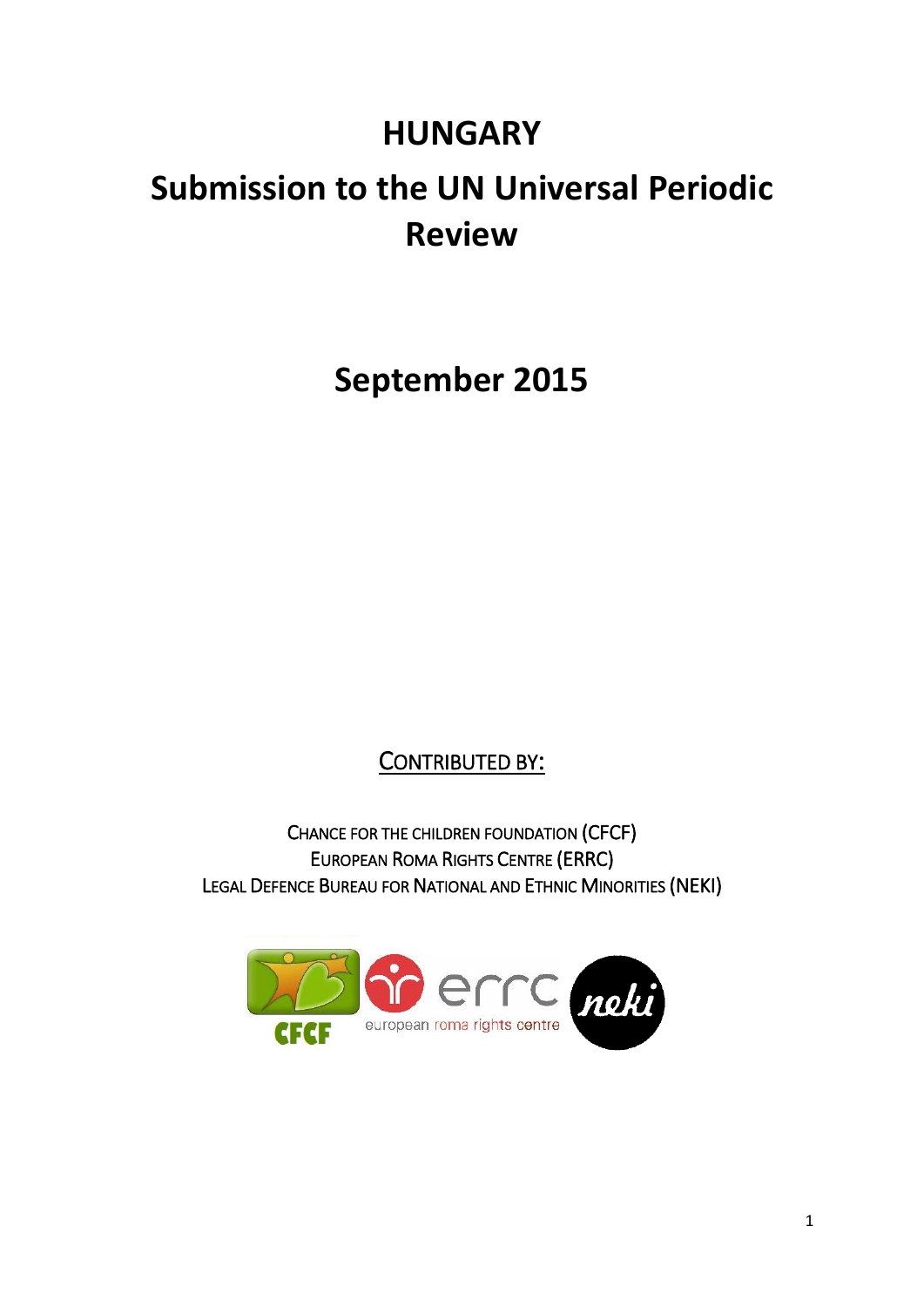# HUNGARY

# Submission to the UN Universal Periodic Review

## September 2015

CONTRIBUTED BY:

CHANCE FOR THE CHILDREN FOUNDATION (CFCF)
EUROPEAN ROMA RIGHTS CENTRE (ERRC)
LEGAL DEFENCE BUREAU FOR NATIONAL AND ETHNIC MINORITIES (NEKI)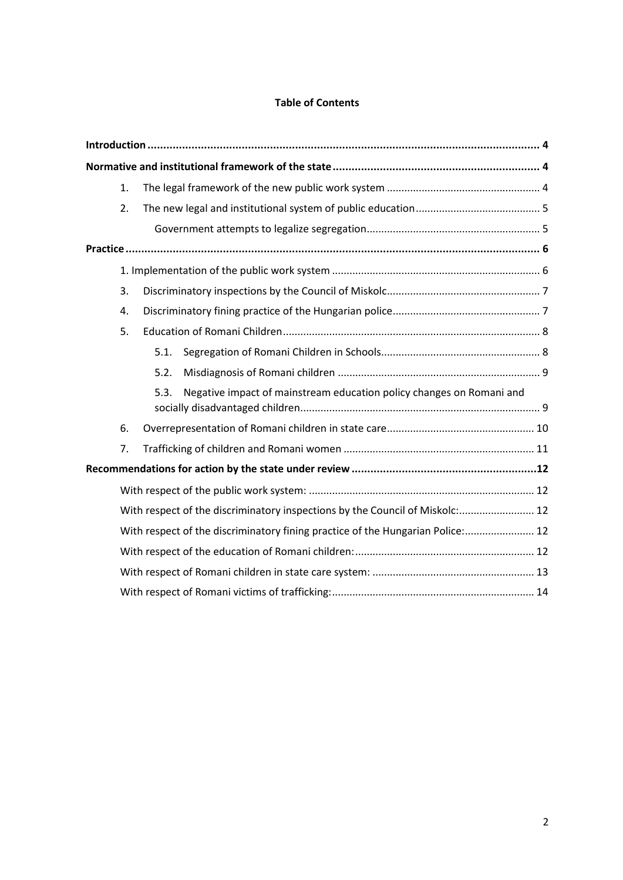**Table of Contents**

**Introduction** ........................................ 4

**Normative and institutional framework of the state** ........................................ 4

1. The legal framework of the new public work system ........................................ 4
2. The new legal and institutional system of public education ........................................ 5
   - Government attempts to legalize segregation ........................................ 5

**Practice** ........................................ 6

1. Implementation of the public work system ........................................ 6
3. Discriminatory inspections by the Council of Miskolc ........................................ 7
4. Discriminatory fining practice of the Hungarian police ........................................ 7
5. Education of Romani Children ........................................ 8
   - 5.1. Segregation of Romani Children in Schools ........................................ 8
   - 5.2. Misdiagnosis of Romani children ........................................ 9
   - 5.3. Negative impact of mainstream education policy changes on Romani and socially disadvantaged children ........................................ 9
6. Overrepresentation of Romani children in state care ........................................ 10
7. Trafficking of children and Romani women ........................................ 11

**Recommendations for action by the state under review** ........................................ 12

- With respect of the public work system: ........................................ 12
- With respect of the discriminatory inspections by the Council of Miskolc: ........................................ 12
- With respect of the discriminatory fining practice of the Hungarian Police: ........................................ 12
- With respect of the education of Romani children: ........................................ 12
- With respect of Romani children in state care system: ........................................ 13
- With respect of Romani victims of trafficking: ........................................ 14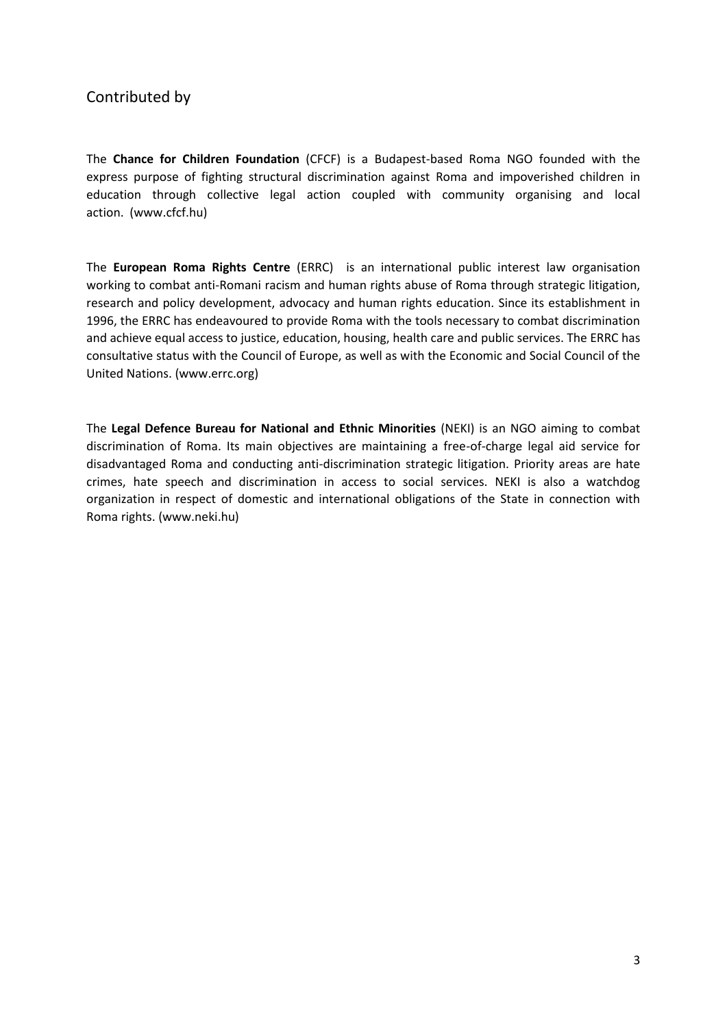## Contributed by

The **Chance for Children Foundation** (CFCF) is a Budapest-based Roma NGO founded with the express purpose of fighting structural discrimination against Roma and impoverished children in education through collective legal action coupled with community organising and local action. (www.cfcf.hu)

The **European Roma Rights Centre** (ERRC) is an international public interest law organisation working to combat anti-Romani racism and human rights abuse of Roma through strategic litigation, research and policy development, advocacy and human rights education. Since its establishment in 1996, the ERRC has endeavoured to provide Roma with the tools necessary to combat discrimination and achieve equal access to justice, education, housing, health care and public services. The ERRC has consultative status with the Council of Europe, as well as with the Economic and Social Council of the United Nations. (www.errc.org)

The **Legal Defence Bureau for National and Ethnic Minorities** (NEKI) is an NGO aiming to combat discrimination of Roma. Its main objectives are maintaining a free-of-charge legal aid service for disadvantaged Roma and conducting anti-discrimination strategic litigation. Priority areas are hate crimes, hate speech and discrimination in access to social services. NEKI is also a watchdog organization in respect of domestic and international obligations of the State in connection with Roma rights. (www.neki.hu)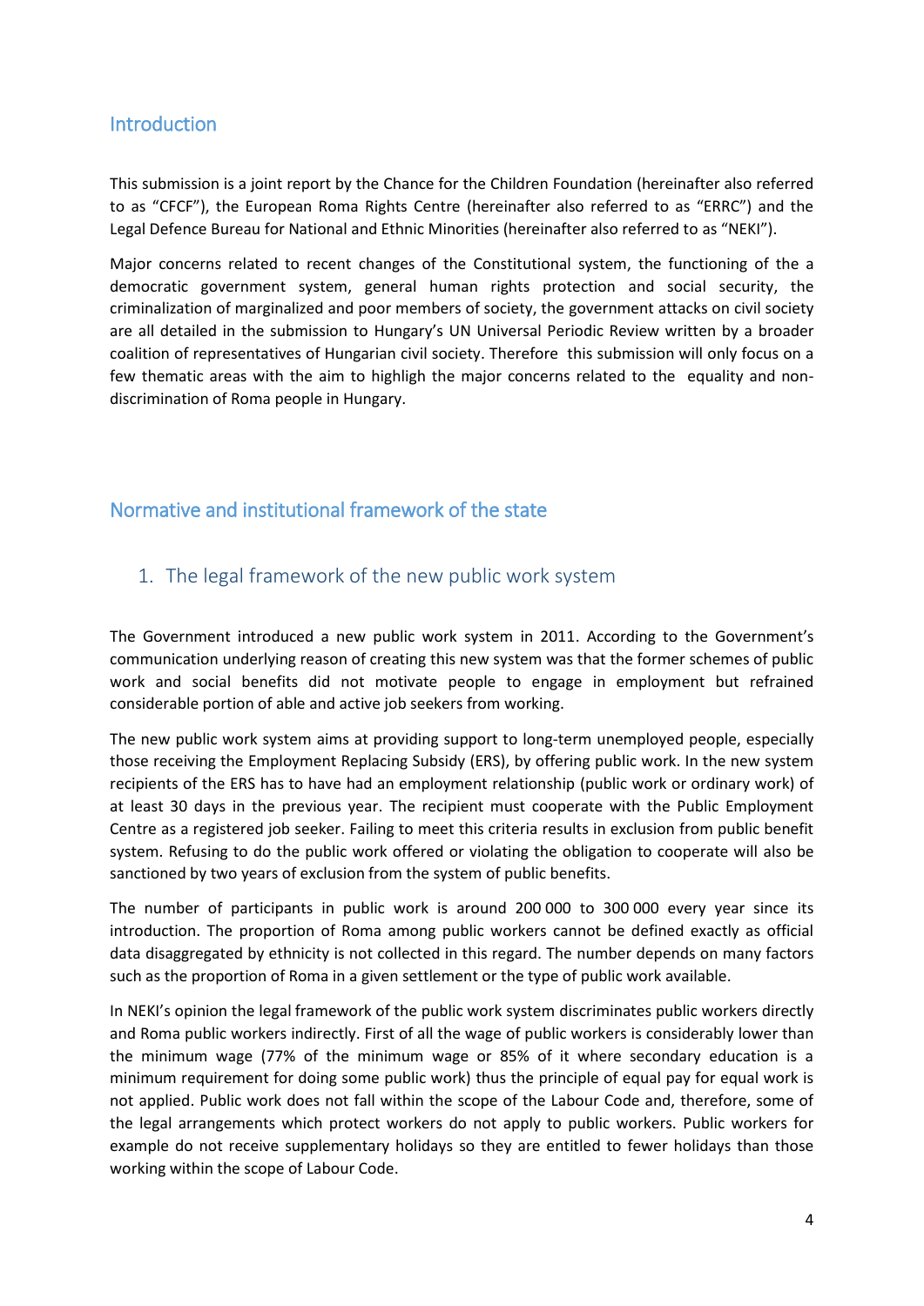## Introduction

This submission is a joint report by the Chance for the Children Foundation (hereinafter also referred to as "CFCF"), the European Roma Rights Centre (hereinafter also referred to as "ERRC") and the Legal Defence Bureau for National and Ethnic Minorities (hereinafter also referred to as "NEKI").

Major concerns related to recent changes of the Constitutional system, the functioning of the a democratic government system, general human rights protection and social security, the criminalization of marginalized and poor members of society, the government attacks on civil society are all detailed in the submission to Hungary's UN Universal Periodic Review written by a broader coalition of representatives of Hungarian civil society. Therefore this submission will only focus on a few thematic areas with the aim to highligh the major concerns related to the equality and non-discrimination of Roma people in Hungary.

## Normative and institutional framework of the state

### 1. The legal framework of the new public work system

The Government introduced a new public work system in 2011. According to the Government's communication underlying reason of creating this new system was that the former schemes of public work and social benefits did not motivate people to engage in employment but refrained considerable portion of able and active job seekers from working.

The new public work system aims at providing support to long-term unemployed people, especially those receiving the Employment Replacing Subsidy (ERS), by offering public work. In the new system recipients of the ERS has to have had an employment relationship (public work or ordinary work) of at least 30 days in the previous year. The recipient must cooperate with the Public Employment Centre as a registered job seeker. Failing to meet this criteria results in exclusion from public benefit system. Refusing to do the public work offered or violating the obligation to cooperate will also be sanctioned by two years of exclusion from the system of public benefits.

The number of participants in public work is around 200 000 to 300 000 every year since its introduction. The proportion of Roma among public workers cannot be defined exactly as official data disaggregated by ethnicity is not collected in this regard. The number depends on many factors such as the proportion of Roma in a given settlement or the type of public work available.

In NEKI's opinion the legal framework of the public work system discriminates public workers directly and Roma public workers indirectly. First of all the wage of public workers is considerably lower than the minimum wage (77% of the minimum wage or 85% of it where secondary education is a minimum requirement for doing some public work) thus the principle of equal pay for equal work is not applied. Public work does not fall within the scope of the Labour Code and, therefore, some of the legal arrangements which protect workers do not apply to public workers. Public workers for example do not receive supplementary holidays so they are entitled to fewer holidays than those working within the scope of Labour Code.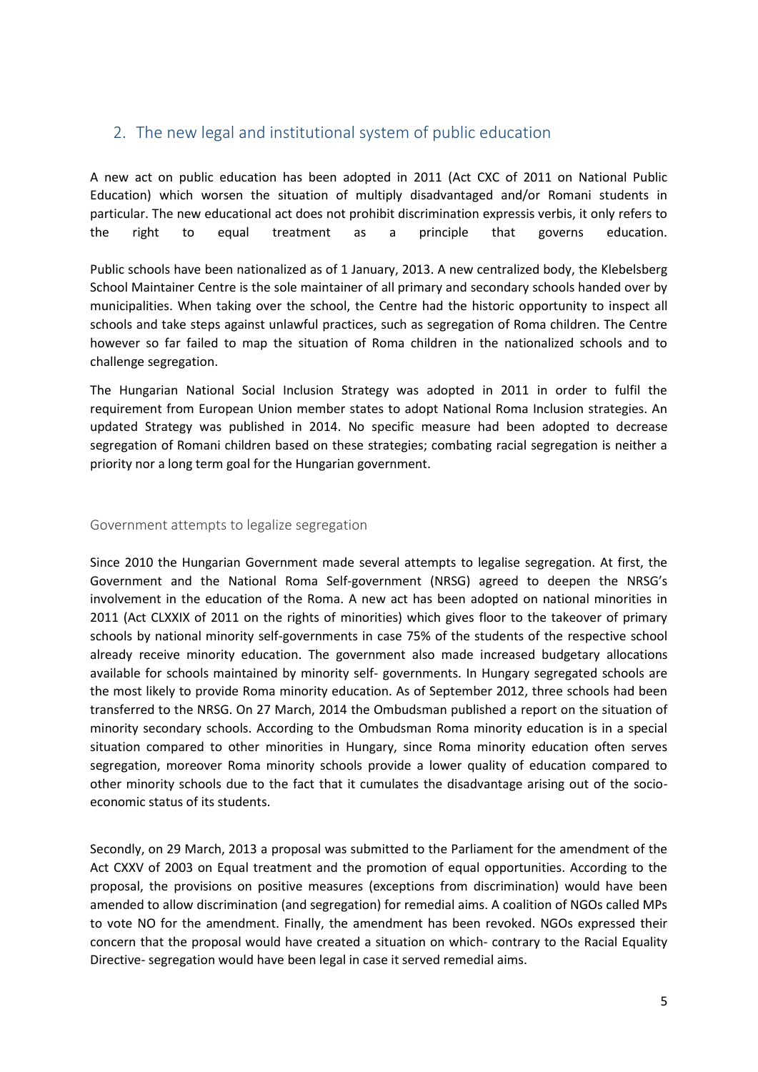## 2. The new legal and institutional system of public education

A new act on public education has been adopted in 2011 (Act CXC of 2011 on National Public Education) which worsen the situation of multiply disadvantaged and/or Romani students in particular. The new educational act does not prohibit discrimination expressis verbis, it only refers to the right to equal treatment as a principle that governs education.

Public schools have been nationalized as of 1 January, 2013. A new centralized body, the Klebelsberg School Maintainer Centre is the sole maintainer of all primary and secondary schools handed over by municipalities. When taking over the school, the Centre had the historic opportunity to inspect all schools and take steps against unlawful practices, such as segregation of Roma children. The Centre however so far failed to map the situation of Roma children in the nationalized schools and to challenge segregation.

The Hungarian National Social Inclusion Strategy was adopted in 2011 in order to fulfil the requirement from European Union member states to adopt National Roma Inclusion strategies. An updated Strategy was published in 2014. No specific measure had been adopted to decrease segregation of Romani children based on these strategies; combating racial segregation is neither a priority nor a long term goal for the Hungarian government.

### Government attempts to legalize segregation

Since 2010 the Hungarian Government made several attempts to legalise segregation. At first, the Government and the National Roma Self-government (NRSG) agreed to deepen the NRSG's involvement in the education of the Roma. A new act has been adopted on national minorities in 2011 (Act CLXXIX of 2011 on the rights of minorities) which gives floor to the takeover of primary schools by national minority self-governments in case 75% of the students of the respective school already receive minority education. The government also made increased budgetary allocations available for schools maintained by minority self- governments. In Hungary segregated schools are the most likely to provide Roma minority education. As of September 2012, three schools had been transferred to the NRSG. On 27 March, 2014 the Ombudsman published a report on the situation of minority secondary schools. According to the Ombudsman Roma minority education is in a special situation compared to other minorities in Hungary, since Roma minority education often serves segregation, moreover Roma minority schools provide a lower quality of education compared to other minority schools due to the fact that it cumulates the disadvantage arising out of the socio-economic status of its students.

Secondly, on 29 March, 2013 a proposal was submitted to the Parliament for the amendment of the Act CXXV of 2003 on Equal treatment and the promotion of equal opportunities. According to the proposal, the provisions on positive measures (exceptions from discrimination) would have been amended to allow discrimination (and segregation) for remedial aims. A coalition of NGOs called MPs to vote NO for the amendment. Finally, the amendment has been revoked. NGOs expressed their concern that the proposal would have created a situation on which- contrary to the Racial Equality Directive- segregation would have been legal in case it served remedial aims.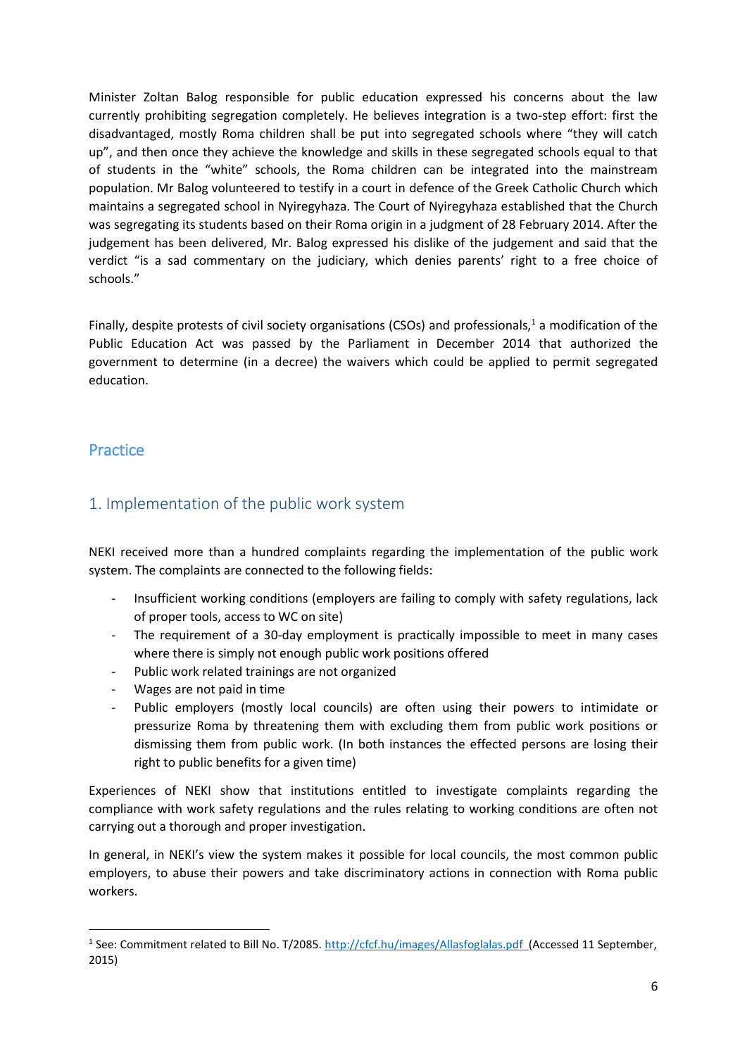Minister Zoltan Balog responsible for public education expressed his concerns about the law currently prohibiting segregation completely. He believes integration is a two-step effort: first the disadvantaged, mostly Roma children shall be put into segregated schools where "they will catch up", and then once they achieve the knowledge and skills in these segregated schools equal to that of students in the "white" schools, the Roma children can be integrated into the mainstream population. Mr Balog volunteered to testify in a court in defence of the Greek Catholic Church which maintains a segregated school in Nyiregyhaza. The Court of Nyiregyhaza established that the Church was segregating its students based on their Roma origin in a judgment of 28 February 2014. After the judgement has been delivered, Mr. Balog expressed his dislike of the judgement and said that the verdict "is a sad commentary on the judiciary, which denies parents' right to a free choice of schools."

Finally, despite protests of civil society organisations (CSOs) and professionals,[1] a modification of the Public Education Act was passed by the Parliament in December 2014 that authorized the government to determine (in a decree) the waivers which could be applied to permit segregated education.

## Practice

### 1. Implementation of the public work system

NEKI received more than a hundred complaints regarding the implementation of the public work system. The complaints are connected to the following fields:

- Insufficient working conditions (employers are failing to comply with safety regulations, lack of proper tools, access to WC on site)
- The requirement of a 30-day employment is practically impossible to meet in many cases where there is simply not enough public work positions offered
- Public work related trainings are not organized
- Wages are not paid in time
- Public employers (mostly local councils) are often using their powers to intimidate or pressurize Roma by threatening them with excluding them from public work positions or dismissing them from public work. (In both instances the effected persons are losing their right to public benefits for a given time)

Experiences of NEKI show that institutions entitled to investigate complaints regarding the compliance with work safety regulations and the rules relating to working conditions are often not carrying out a thorough and proper investigation.

In general, in NEKI's view the system makes it possible for local councils, the most common public employers, to abuse their powers and take discriminatory actions in connection with Roma public workers.

---

[1] See: Commitment related to Bill No. T/2085. http://cfcf.hu/images/Allasfoglalas.pdf (Accessed 11 September, 2015)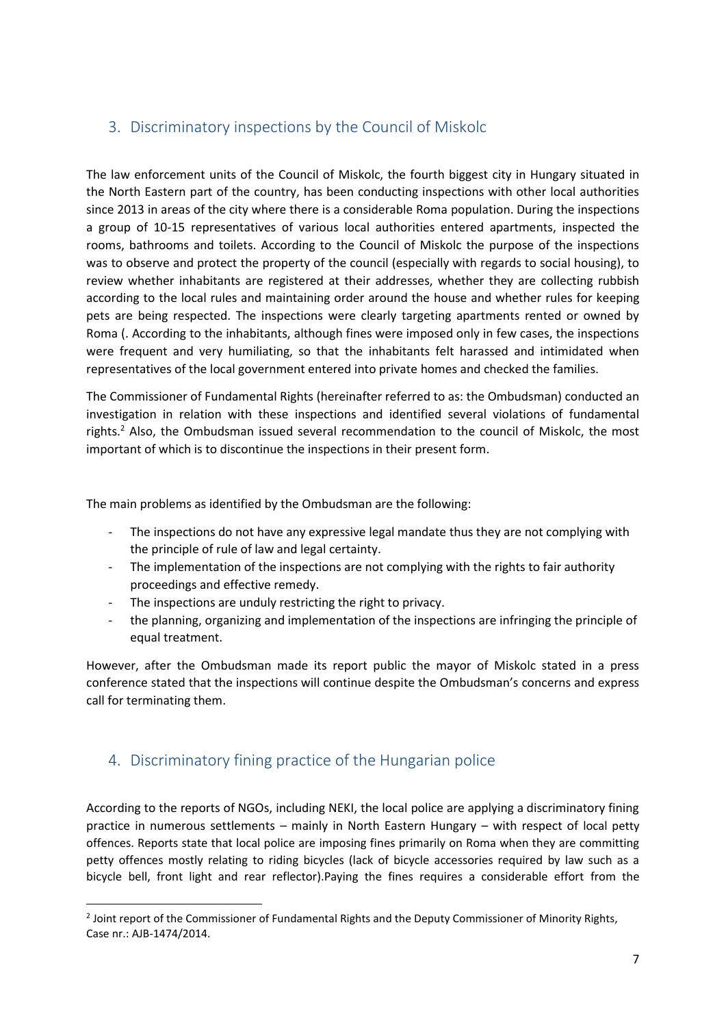## 3. Discriminatory inspections by the Council of Miskolc

The law enforcement units of the Council of Miskolc, the fourth biggest city in Hungary situated in the North Eastern part of the country, has been conducting inspections with other local authorities since 2013 in areas of the city where there is a considerable Roma population. During the inspections a group of 10-15 representatives of various local authorities entered apartments, inspected the rooms, bathrooms and toilets. According to the Council of Miskolc the purpose of the inspections was to observe and protect the property of the council (especially with regards to social housing), to review whether inhabitants are registered at their addresses, whether they are collecting rubbish according to the local rules and maintaining order around the house and whether rules for keeping pets are being respected. The inspections were clearly targeting apartments rented or owned by Roma (. According to the inhabitants, although fines were imposed only in few cases, the inspections were frequent and very humiliating, so that the inhabitants felt harassed and intimidated when representatives of the local government entered into private homes and checked the families.

The Commissioner of Fundamental Rights (hereinafter referred to as: the Ombudsman) conducted an investigation in relation with these inspections and identified several violations of fundamental rights.[2] Also, the Ombudsman issued several recommendation to the council of Miskolc, the most important of which is to discontinue the inspections in their present form.

The main problems as identified by the Ombudsman are the following:

- The inspections do not have any expressive legal mandate thus they are not complying with the principle of rule of law and legal certainty.
- The implementation of the inspections are not complying with the rights to fair authority proceedings and effective remedy.
- The inspections are unduly restricting the right to privacy.
- the planning, organizing and implementation of the inspections are infringing the principle of equal treatment.

However, after the Ombudsman made its report public the mayor of Miskolc stated in a press conference stated that the inspections will continue despite the Ombudsman's concerns and express call for terminating them.

## 4. Discriminatory fining practice of the Hungarian police

According to the reports of NGOs, including NEKI, the local police are applying a discriminatory fining practice in numerous settlements – mainly in North Eastern Hungary – with respect of local petty offences. Reports state that local police are imposing fines primarily on Roma when they are committing petty offences mostly relating to riding bicycles (lack of bicycle accessories required by law such as a bicycle bell, front light and rear reflector).Paying the fines requires a considerable effort from the

[2] Joint report of the Commissioner of Fundamental Rights and the Deputy Commissioner of Minority Rights, Case nr.: AJB-1474/2014.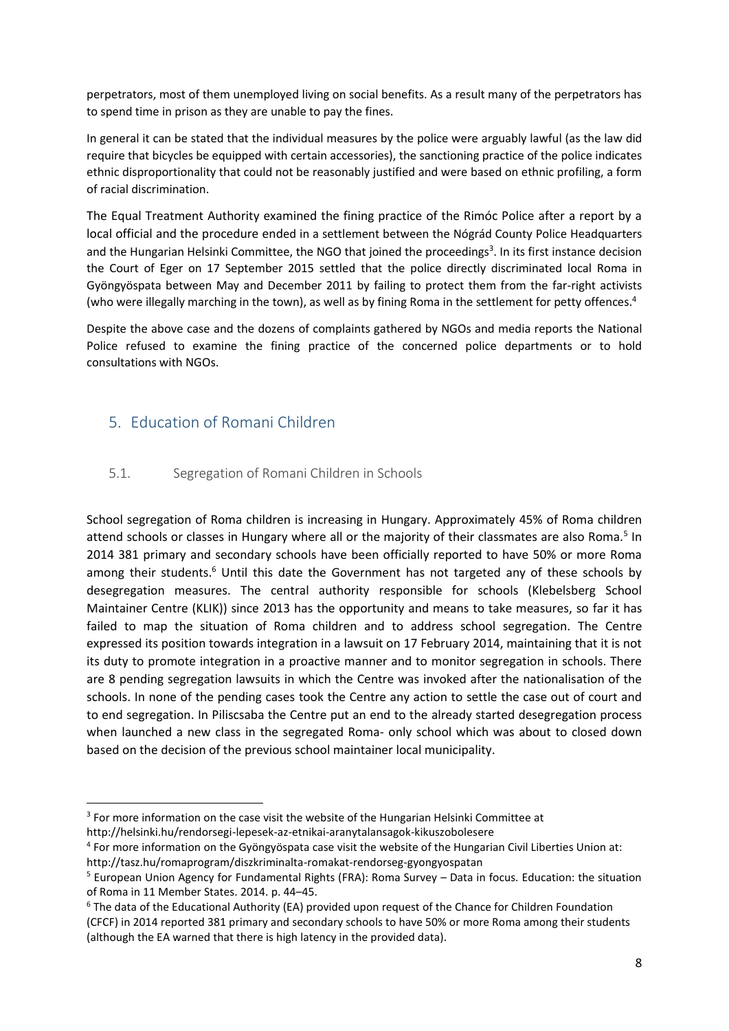perpetrators, most of them unemployed living on social benefits. As a result many of the perpetrators has to spend time in prison as they are unable to pay the fines.

In general it can be stated that the individual measures by the police were arguably lawful (as the law did require that bicycles be equipped with certain accessories), the sanctioning practice of the police indicates ethnic disproportionality that could not be reasonably justified and were based on ethnic profiling, a form of racial discrimination.

The Equal Treatment Authority examined the fining practice of the Rimóc Police after a report by a local official and the procedure ended in a settlement between the Nógrád County Police Headquarters and the Hungarian Helsinki Committee, the NGO that joined the proceedings[3]. In its first instance decision the Court of Eger on 17 September 2015 settled that the police directly discriminated local Roma in Gyöngyöspata between May and December 2011 by failing to protect them from the far-right activists (who were illegally marching in the town), as well as by fining Roma in the settlement for petty offences.[4]

Despite the above case and the dozens of complaints gathered by NGOs and media reports the National Police refused to examine the fining practice of the concerned police departments or to hold consultations with NGOs.

## 5. Education of Romani Children

### 5.1. Segregation of Romani Children in Schools

School segregation of Roma children is increasing in Hungary. Approximately 45% of Roma children attend schools or classes in Hungary where all or the majority of their classmates are also Roma.[5] In 2014 381 primary and secondary schools have been officially reported to have 50% or more Roma among their students.[6] Until this date the Government has not targeted any of these schools by desegregation measures. The central authority responsible for schools (Klebelsberg School Maintainer Centre (KLIK)) since 2013 has the opportunity and means to take measures, so far it has failed to map the situation of Roma children and to address school segregation. The Centre expressed its position towards integration in a lawsuit on 17 February 2014, maintaining that it is not its duty to promote integration in a proactive manner and to monitor segregation in schools. There are 8 pending segregation lawsuits in which the Centre was invoked after the nationalisation of the schools. In none of the pending cases took the Centre any action to settle the case out of court and to end segregation. In Piliscsaba the Centre put an end to the already started desegregation process when launched a new class in the segregated Roma- only school which was about to closed down based on the decision of the previous school maintainer local municipality.

---

[3] For more information on the case visit the website of the Hungarian Helsinki Committee at http://helsinki.hu/rendorsegi-lepesek-az-etnikai-aranytalansagok-kikuszobolesere

[4] For more information on the Gyöngyöspata case visit the website of the Hungarian Civil Liberties Union at: http://tasz.hu/romaprogram/diszkriminalta-romakat-rendorseg-gyongyospatan

[5] European Union Agency for Fundamental Rights (FRA): Roma Survey – Data in focus. Education: the situation of Roma in 11 Member States. 2014. p. 44–45.

[6] The data of the Educational Authority (EA) provided upon request of the Chance for Children Foundation (CFCF) in 2014 reported 381 primary and secondary schools to have 50% or more Roma among their students (although the EA warned that there is high latency in the provided data).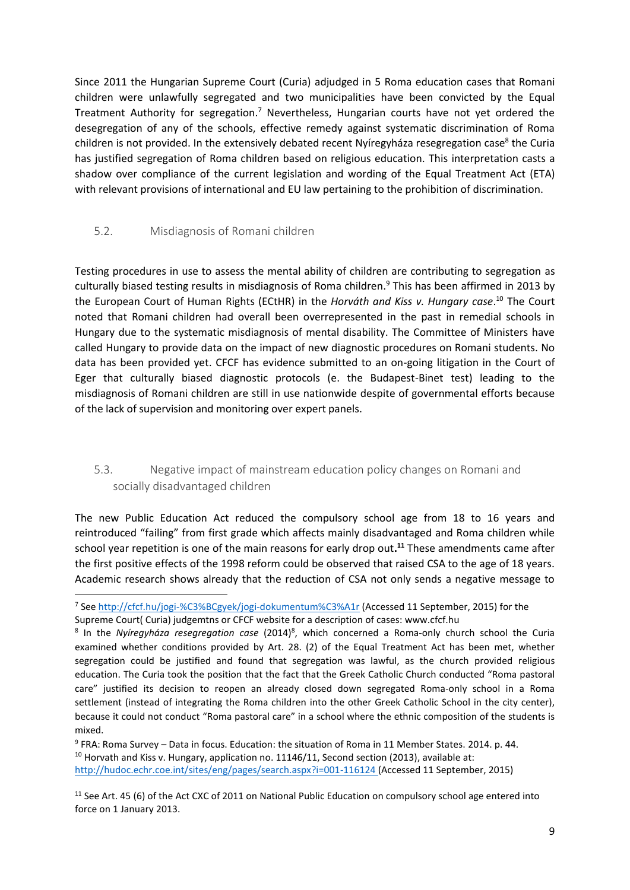Since 2011 the Hungarian Supreme Court (Curia) adjudged in 5 Roma education cases that Romani children were unlawfully segregated and two municipalities have been convicted by the Equal Treatment Authority for segregation.[7] Nevertheless, Hungarian courts have not yet ordered the desegregation of any of the schools, effective remedy against systematic discrimination of Roma children is not provided. In the extensively debated recent Nyíregyháza resegregation case[8] the Curia has justified segregation of Roma children based on religious education. This interpretation casts a shadow over compliance of the current legislation and wording of the Equal Treatment Act (ETA) with relevant provisions of international and EU law pertaining to the prohibition of discrimination.

### 5.2. Misdiagnosis of Romani children

Testing procedures in use to assess the mental ability of children are contributing to segregation as culturally biased testing results in misdiagnosis of Roma children.[9] This has been affirmed in 2013 by the European Court of Human Rights (ECtHR) in the *Horváth and Kiss v. Hungary case*.[10] The Court noted that Romani children had overall been overrepresented in the past in remedial schools in Hungary due to the systematic misdiagnosis of mental disability. The Committee of Ministers have called Hungary to provide data on the impact of new diagnostic procedures on Romani students. No data has been provided yet. CFCF has evidence submitted to an on-going litigation in the Court of Eger that culturally biased diagnostic protocols (e. the Budapest-Binet test) leading to the misdiagnosis of Romani children are still in use nationwide despite of governmental efforts because of the lack of supervision and monitoring over expert panels.

### 5.3. Negative impact of mainstream education policy changes on Romani and socially disadvantaged children

The new Public Education Act reduced the compulsory school age from 18 to 16 years and reintroduced "failing" from first grade which affects mainly disadvantaged and Roma children while school year repetition is one of the main reasons for early drop out.**[11]** These amendments came after the first positive effects of the 1998 reform could be observed that raised CSA to the age of 18 years. Academic research shows already that the reduction of CSA not only sends a negative message to

---

[7] See http://cfcf.hu/jogi-%C3%BCgyek/jogi-dokumentum%C3%A1r (Accessed 11 September, 2015) for the Supreme Court( Curia) judgemtns or CFCF website for a description of cases: www.cfcf.hu

[8] In the *Nyíregyháza resegregation case* (2014)[8], which concerned a Roma-only church school the Curia examined whether conditions provided by Art. 28. (2) of the Equal Treatment Act has been met, whether segregation could be justified and found that segregation was lawful, as the church provided religious education. The Curia took the position that the fact that the Greek Catholic Church conducted "Roma pastoral care" justified its decision to reopen an already closed down segregated Roma-only school in a Roma settlement (instead of integrating the Roma children into the other Greek Catholic School in the city center), because it could not conduct "Roma pastoral care" in a school where the ethnic composition of the students is mixed.

[9] FRA: Roma Survey – Data in focus. Education: the situation of Roma in 11 Member States. 2014. p. 44.

[10] Horvath and Kiss v. Hungary, application no. 11146/11, Second section (2013), available at: http://hudoc.echr.coe.int/sites/eng/pages/search.aspx?i=001-116124 (Accessed 11 September, 2015)

[11] See Art. 45 (6) of the Act CXC of 2011 on National Public Education on compulsory school age entered into force on 1 January 2013.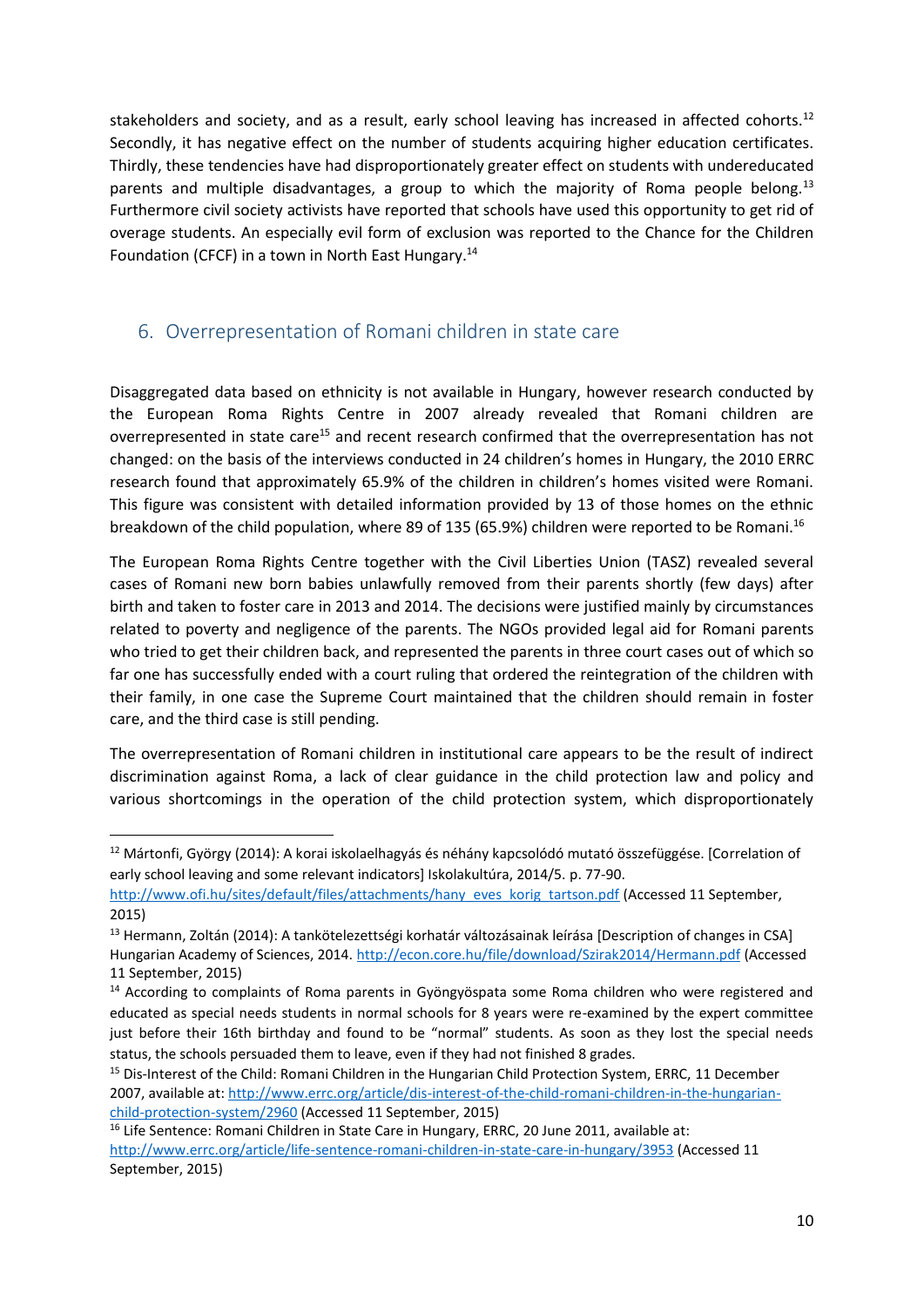stakeholders and society, and as a result, early school leaving has increased in affected cohorts.[12] Secondly, it has negative effect on the number of students acquiring higher education certificates. Thirdly, these tendencies have had disproportionately greater effect on students with undereducated parents and multiple disadvantages, a group to which the majority of Roma people belong.[13] Furthermore civil society activists have reported that schools have used this opportunity to get rid of overage students. An especially evil form of exclusion was reported to the Chance for the Children Foundation (CFCF) in a town in North East Hungary.[14]

## 6. Overrepresentation of Romani children in state care

Disaggregated data based on ethnicity is not available in Hungary, however research conducted by the European Roma Rights Centre in 2007 already revealed that Romani children are overrepresented in state care[15] and recent research confirmed that the overrepresentation has not changed: on the basis of the interviews conducted in 24 children's homes in Hungary, the 2010 ERRC research found that approximately 65.9% of the children in children's homes visited were Romani. This figure was consistent with detailed information provided by 13 of those homes on the ethnic breakdown of the child population, where 89 of 135 (65.9%) children were reported to be Romani.[16]

The European Roma Rights Centre together with the Civil Liberties Union (TASZ) revealed several cases of Romani new born babies unlawfully removed from their parents shortly (few days) after birth and taken to foster care in 2013 and 2014. The decisions were justified mainly by circumstances related to poverty and negligence of the parents. The NGOs provided legal aid for Romani parents who tried to get their children back, and represented the parents in three court cases out of which so far one has successfully ended with a court ruling that ordered the reintegration of the children with their family, in one case the Supreme Court maintained that the children should remain in foster care, and the third case is still pending.

The overrepresentation of Romani children in institutional care appears to be the result of indirect discrimination against Roma, a lack of clear guidance in the child protection law and policy and various shortcomings in the operation of the child protection system, which disproportionately

---

[12] Mártonfi, György (2014): A korai iskolaelhagyás és néhány kapcsolódó mutató összefüggése. [Correlation of early school leaving and some relevant indicators] Iskolakultúra, 2014/5. p. 77-90. http://www.ofi.hu/sites/default/files/attachments/hany_eves_korig_tartson.pdf (Accessed 11 September, 2015)

[13] Hermann, Zoltán (2014): A tankötelezettségi korhatár változásainak leírása [Description of changes in CSA] Hungarian Academy of Sciences, 2014. http://econ.core.hu/file/download/Szirak2014/Hermann.pdf (Accessed 11 September, 2015)

[14] According to complaints of Roma parents in Gyöngyöspata some Roma children who were registered and educated as special needs students in normal schools for 8 years were re-examined by the expert committee just before their 16th birthday and found to be "normal" students. As soon as they lost the special needs status, the schools persuaded them to leave, even if they had not finished 8 grades.

[15] Dis-Interest of the Child: Romani Children in the Hungarian Child Protection System, ERRC, 11 December 2007, available at: http://www.errc.org/article/dis-interest-of-the-child-romani-children-in-the-hungarian-child-protection-system/2960 (Accessed 11 September, 2015)

[16] Life Sentence: Romani Children in State Care in Hungary, ERRC, 20 June 2011, available at: http://www.errc.org/article/life-sentence-romani-children-in-state-care-in-hungary/3953 (Accessed 11 September, 2015)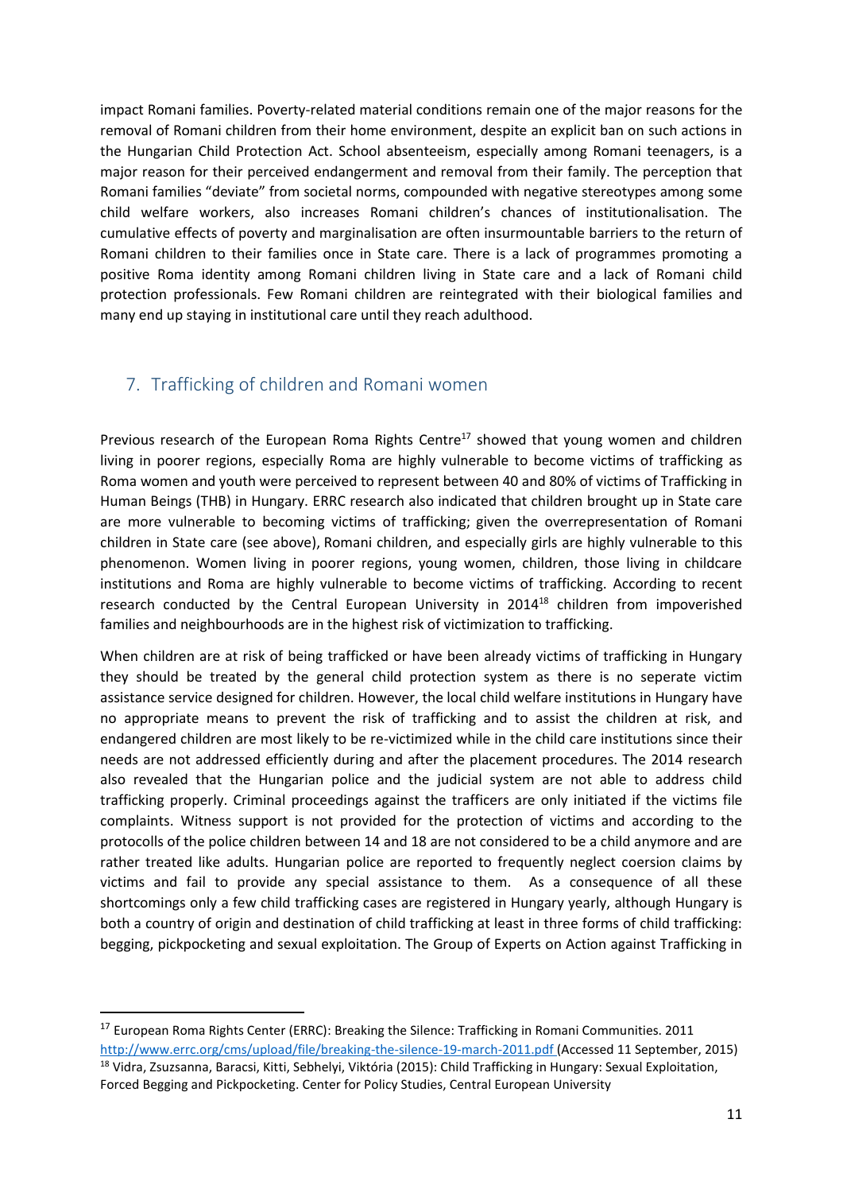impact Romani families. Poverty-related material conditions remain one of the major reasons for the removal of Romani children from their home environment, despite an explicit ban on such actions in the Hungarian Child Protection Act. School absenteeism, especially among Romani teenagers, is a major reason for their perceived endangerment and removal from their family. The perception that Romani families "deviate" from societal norms, compounded with negative stereotypes among some child welfare workers, also increases Romani children's chances of institutionalisation. The cumulative effects of poverty and marginalisation are often insurmountable barriers to the return of Romani children to their families once in State care. There is a lack of programmes promoting a positive Roma identity among Romani children living in State care and a lack of Romani child protection professionals. Few Romani children are reintegrated with their biological families and many end up staying in institutional care until they reach adulthood.

## 7. Trafficking of children and Romani women

Previous research of the European Roma Rights Centre[17] showed that young women and children living in poorer regions, especially Roma are highly vulnerable to become victims of trafficking as Roma women and youth were perceived to represent between 40 and 80% of victims of Trafficking in Human Beings (THB) in Hungary. ERRC research also indicated that children brought up in State care are more vulnerable to becoming victims of trafficking; given the overrepresentation of Romani children in State care (see above), Romani children, and especially girls are highly vulnerable to this phenomenon. Women living in poorer regions, young women, children, those living in childcare institutions and Roma are highly vulnerable to become victims of trafficking. According to recent research conducted by the Central European University in 2014[18] children from impoverished families and neighbourhoods are in the highest risk of victimization to trafficking.

When children are at risk of being trafficked or have been already victims of trafficking in Hungary they should be treated by the general child protection system as there is no seperate victim assistance service designed for children. However, the local child welfare institutions in Hungary have no appropriate means to prevent the risk of trafficking and to assist the children at risk, and endangered children are most likely to be re-victimized while in the child care institutions since their needs are not addressed efficiently during and after the placement procedures. The 2014 research also revealed that the Hungarian police and the judicial system are not able to address child trafficking properly. Criminal proceedings against the trafficers are only initiated if the victims file complaints. Witness support is not provided for the protection of victims and according to the protocolls of the police children between 14 and 18 are not considered to be a child anymore and are rather treated like adults. Hungarian police are reported to frequently neglect coersion claims by victims and fail to provide any special assistance to them. As a consequence of all these shortcomings only a few child trafficking cases are registered in Hungary yearly, although Hungary is both a country of origin and destination of child trafficking at least in three forms of child trafficking: begging, pickpocketing and sexual exploitation. The Group of Experts on Action against Trafficking in

[17] European Roma Rights Center (ERRC): Breaking the Silence: Trafficking in Romani Communities. 2011 http://www.errc.org/cms/upload/file/breaking-the-silence-19-march-2011.pdf (Accessed 11 September, 2015)

[18] Vidra, Zsuzsanna, Baracsi, Kitti, Sebhelyi, Viktória (2015): Child Trafficking in Hungary: Sexual Exploitation, Forced Begging and Pickpocketing. Center for Policy Studies, Central European University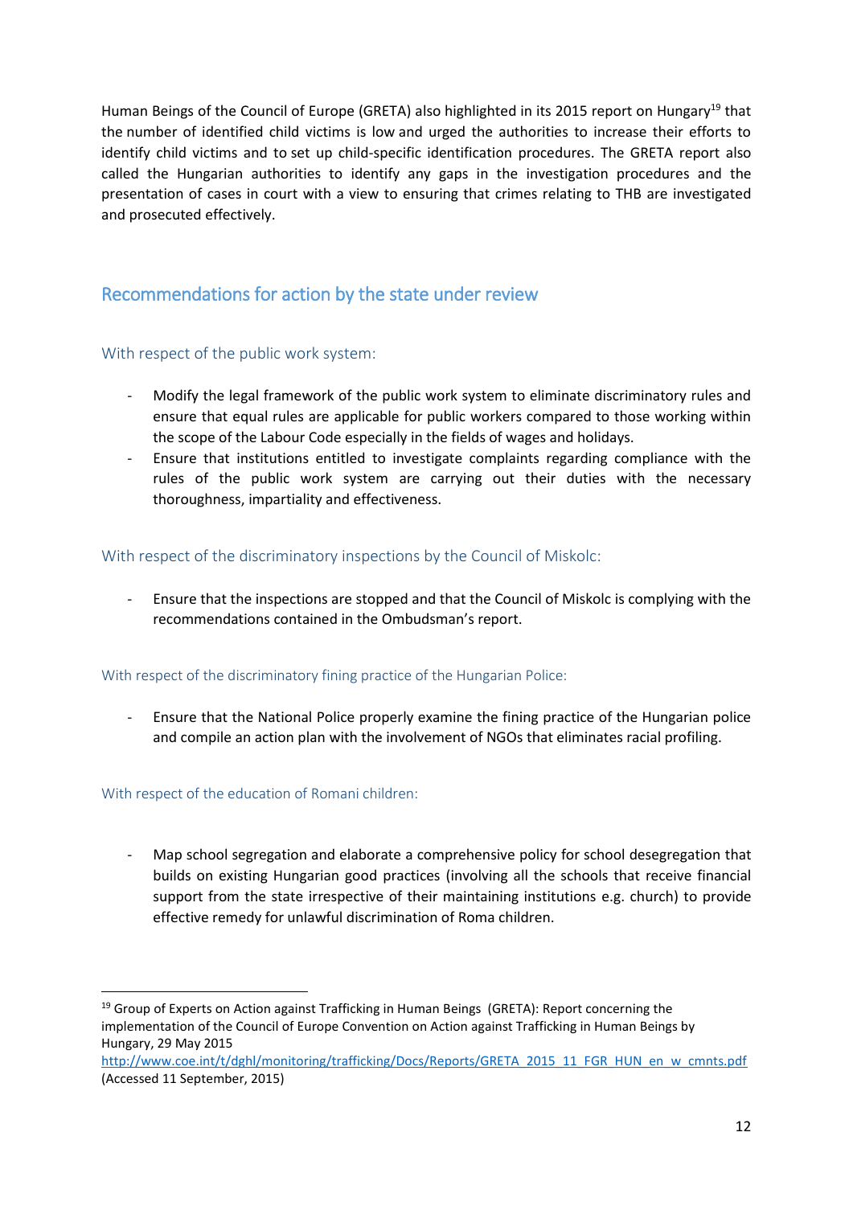Human Beings of the Council of Europe (GRETA) also highlighted in its 2015 report on Hungary[19] that the number of identified child victims is low and urged the authorities to increase their efforts to identify child victims and to set up child-specific identification procedures. The GRETA report also called the Hungarian authorities to identify any gaps in the investigation procedures and the presentation of cases in court with a view to ensuring that crimes relating to THB are investigated and prosecuted effectively.

## Recommendations for action by the state under review

### With respect of the public work system:

- Modify the legal framework of the public work system to eliminate discriminatory rules and ensure that equal rules are applicable for public workers compared to those working within the scope of the Labour Code especially in the fields of wages and holidays.
- Ensure that institutions entitled to investigate complaints regarding compliance with the rules of the public work system are carrying out their duties with the necessary thoroughness, impartiality and effectiveness.

### With respect of the discriminatory inspections by the Council of Miskolc:

- Ensure that the inspections are stopped and that the Council of Miskolc is complying with the recommendations contained in the Ombudsman's report.

### With respect of the discriminatory fining practice of the Hungarian Police:

- Ensure that the National Police properly examine the fining practice of the Hungarian police and compile an action plan with the involvement of NGOs that eliminates racial profiling.

### With respect of the education of Romani children:

- Map school segregation and elaborate a comprehensive policy for school desegregation that builds on existing Hungarian good practices (involving all the schools that receive financial support from the state irrespective of their maintaining institutions e.g. church) to provide effective remedy for unlawful discrimination of Roma children.

---

[19] Group of Experts on Action against Trafficking in Human Beings (GRETA): Report concerning the implementation of the Council of Europe Convention on Action against Trafficking in Human Beings by Hungary, 29 May 2015 http://www.coe.int/t/dghl/monitoring/trafficking/Docs/Reports/GRETA_2015_11_FGR_HUN_en_w_cmnts.pdf (Accessed 11 September, 2015)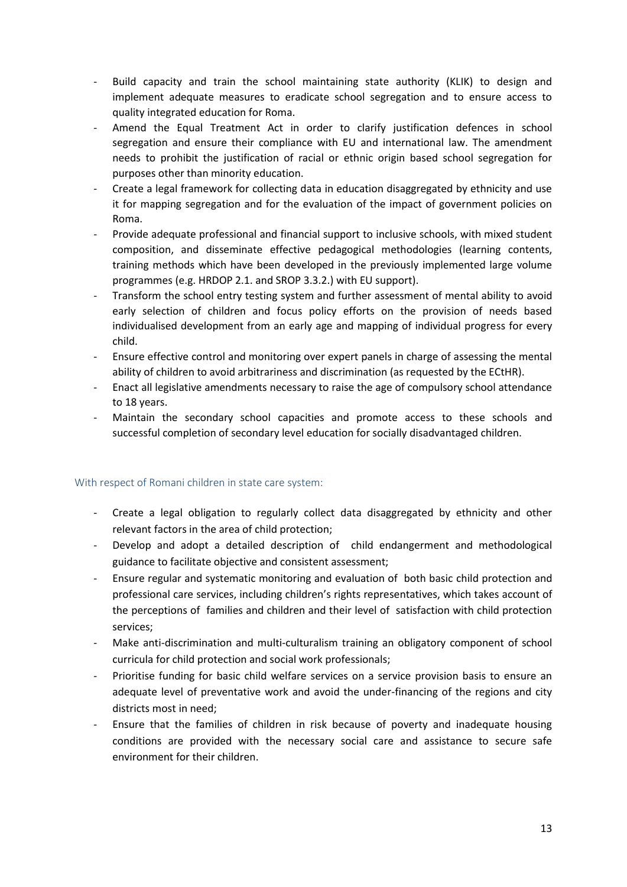- Build capacity and train the school maintaining state authority (KLIK) to design and implement adequate measures to eradicate school segregation and to ensure access to quality integrated education for Roma.
- Amend the Equal Treatment Act in order to clarify justification defences in school segregation and ensure their compliance with EU and international law. The amendment needs to prohibit the justification of racial or ethnic origin based school segregation for purposes other than minority education.
- Create a legal framework for collecting data in education disaggregated by ethnicity and use it for mapping segregation and for the evaluation of the impact of government policies on Roma.
- Provide adequate professional and financial support to inclusive schools, with mixed student composition, and disseminate effective pedagogical methodologies (learning contents, training methods which have been developed in the previously implemented large volume programmes (e.g. HRDOP 2.1. and SROP 3.3.2.) with EU support).
- Transform the school entry testing system and further assessment of mental ability to avoid early selection of children and focus policy efforts on the provision of needs based individualised development from an early age and mapping of individual progress for every child.
- Ensure effective control and monitoring over expert panels in charge of assessing the mental ability of children to avoid arbitrariness and discrimination (as requested by the ECtHR).
- Enact all legislative amendments necessary to raise the age of compulsory school attendance to 18 years.
- Maintain the secondary school capacities and promote access to these schools and successful completion of secondary level education for socially disadvantaged children.

### With respect of Romani children in state care system:

- Create a legal obligation to regularly collect data disaggregated by ethnicity and other relevant factors in the area of child protection;
- Develop and adopt a detailed description of child endangerment and methodological guidance to facilitate objective and consistent assessment;
- Ensure regular and systematic monitoring and evaluation of both basic child protection and professional care services, including children's rights representatives, which takes account of the perceptions of families and children and their level of satisfaction with child protection services;
- Make anti-discrimination and multi-culturalism training an obligatory component of school curricula for child protection and social work professionals;
- Prioritise funding for basic child welfare services on a service provision basis to ensure an adequate level of preventative work and avoid the under-financing of the regions and city districts most in need;
- Ensure that the families of children in risk because of poverty and inadequate housing conditions are provided with the necessary social care and assistance to secure safe environment for their children.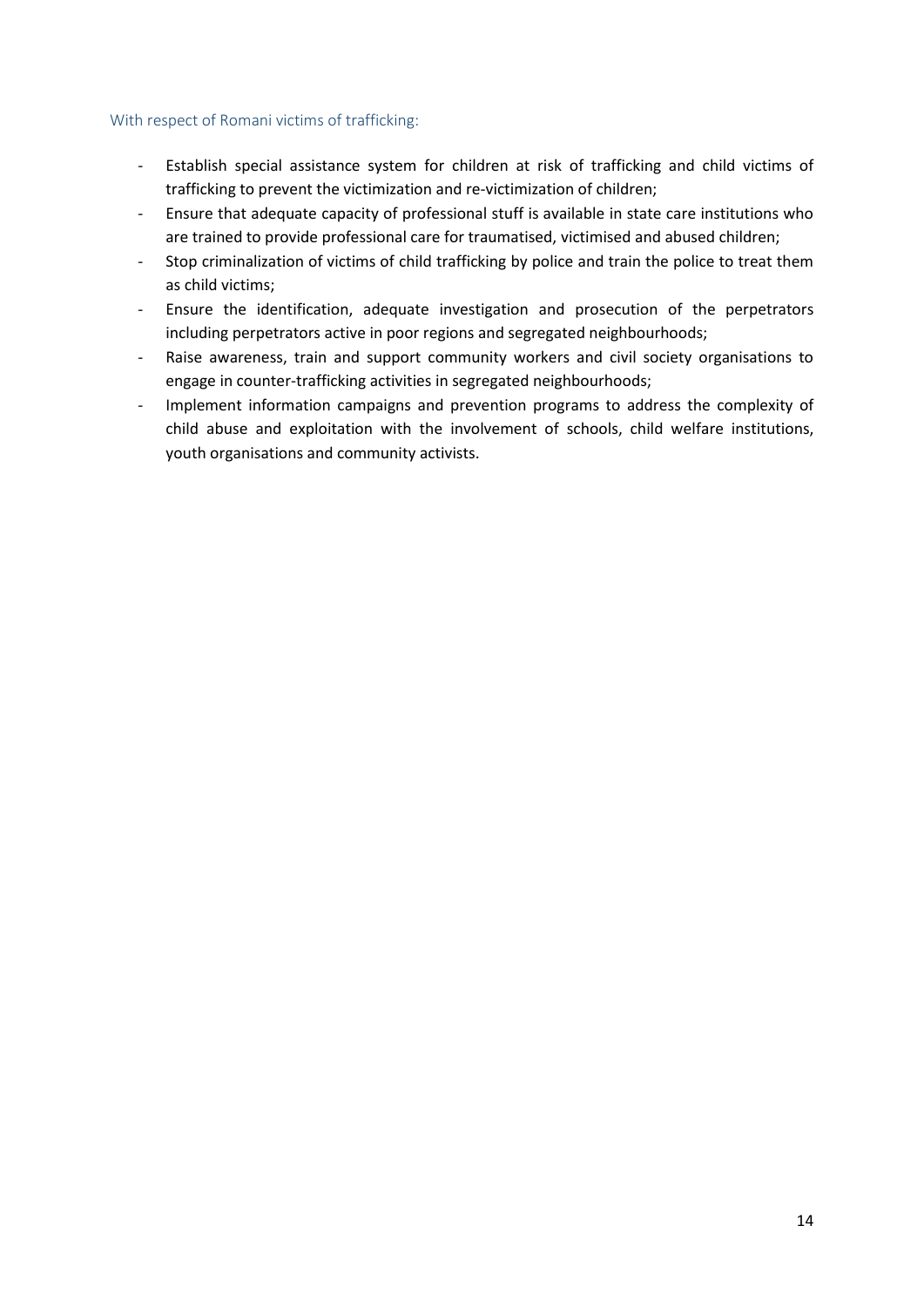### With respect of Romani victims of trafficking:

- Establish special assistance system for children at risk of trafficking and child victims of trafficking to prevent the victimization and re-victimization of children;
- Ensure that adequate capacity of professional stuff is available in state care institutions who are trained to provide professional care for traumatised, victimised and abused children;
- Stop criminalization of victims of child trafficking by police and train the police to treat them as child victims;
- Ensure the identification, adequate investigation and prosecution of the perpetrators including perpetrators active in poor regions and segregated neighbourhoods;
- Raise awareness, train and support community workers and civil society organisations to engage in counter-trafficking activities in segregated neighbourhoods;
- Implement information campaigns and prevention programs to address the complexity of child abuse and exploitation with the involvement of schools, child welfare institutions, youth organisations and community activists.